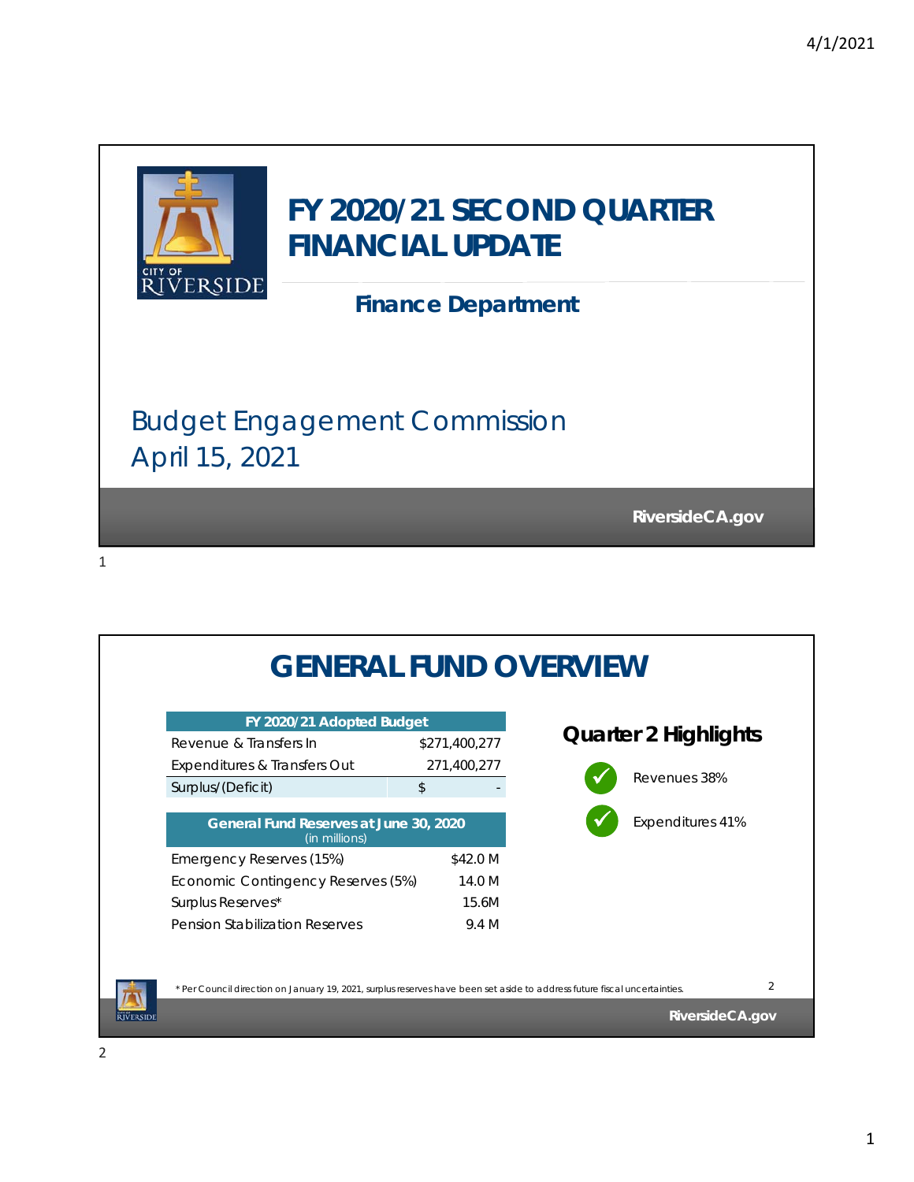# FY 2020/21 SECOND QUARTER FINANCIAL UPDATE

**Finance Department**

Budget Engagement Commission
April 15, 2021

RiversideCA.gov

# GENERAL FUND OVERVIEW

| FY 2020/21 Adopted Budget | |
|---|---|
| Revenue & Transfers In | $271,400,277 |
| Expenditures & Transfers Out | 271,400,277 |
| Surplus/(Deficit) | $ - |

| General Fund Reserves at June 30, 2020 (in millions) | |
|---|---|
| Emergency Reserves (15%) | $42.0 M |
| Economic Contingency Reserves (5%) | 14.0 M |
| Surplus Reserves* | 15.6M |
| Pension Stabilization Reserves | 9.4 M |

## Quarter 2 Highlights

- ✓ Revenues 38%
- ✓ Expenditures 41%

* Per Council direction on January 19, 2021, surplus reserves have been set aside to address future fiscal uncertainties.

RiversideCA.gov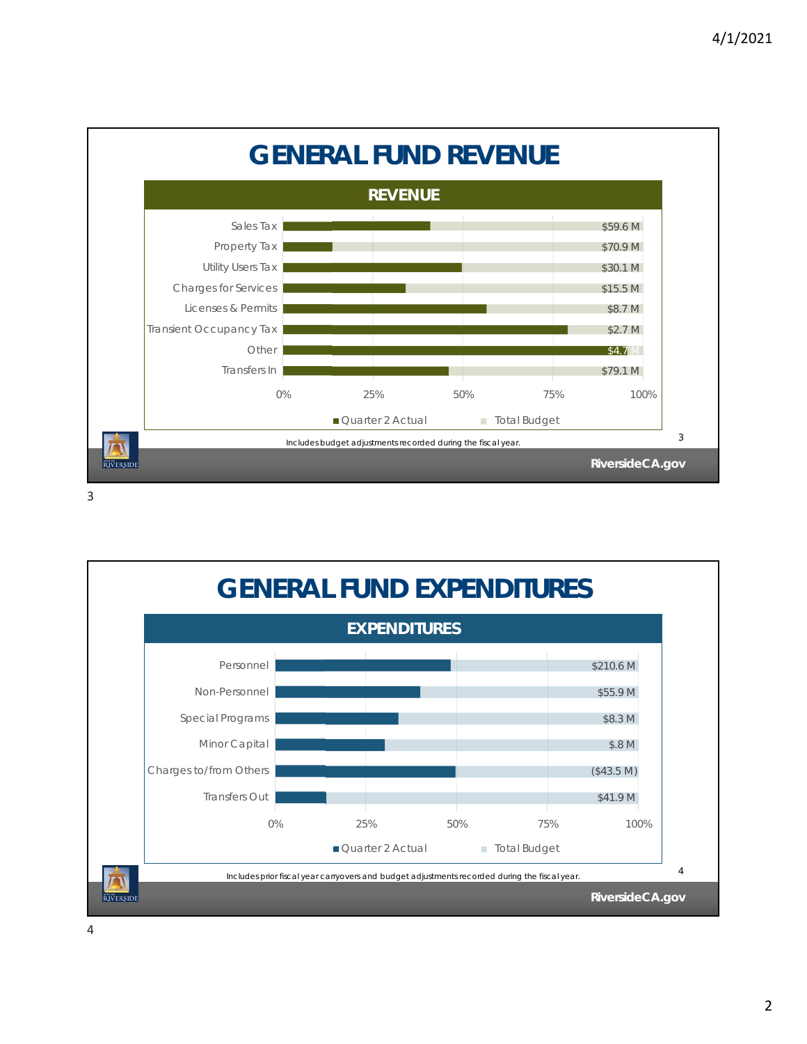# GENERAL FUND REVENUE

## REVENUE

| Category | Total Budget |
| --- | --- |
| Sales Tax | $59.6 M |
| Property Tax | $70.9 M |
| Utility Users Tax | $30.1 M |
| Charges for Services | $15.5 M |
| Licenses & Permits | $8.7 M |
| Transient Occupancy Tax | $2.7 M |
| Other | $4.7 M |
| Transfers In | $79.1 M |

0% 25% 50% 75% 100%

■ Quarter 2 Actual ■ Total Budget

Includes budget adjustments recorded during the fiscal year.

RiversideCA.gov

# GENERAL FUND EXPENDITURES

## EXPENDITURES

| Category | Total Budget |
| --- | --- |
| Personnel | $210.6 M |
| Non-Personnel | $55.9 M |
| Special Programs | $8.3 M |
| Minor Capital | $.8 M |
| Charges to/from Others | ($43.5 M) |
| Transfers Out | $41.9 M |

0% 25% 50% 75% 100%

■ Quarter 2 Actual ■ Total Budget

Includes prior fiscal year carryovers and budget adjustments recorded during the fiscal year.

RiversideCA.gov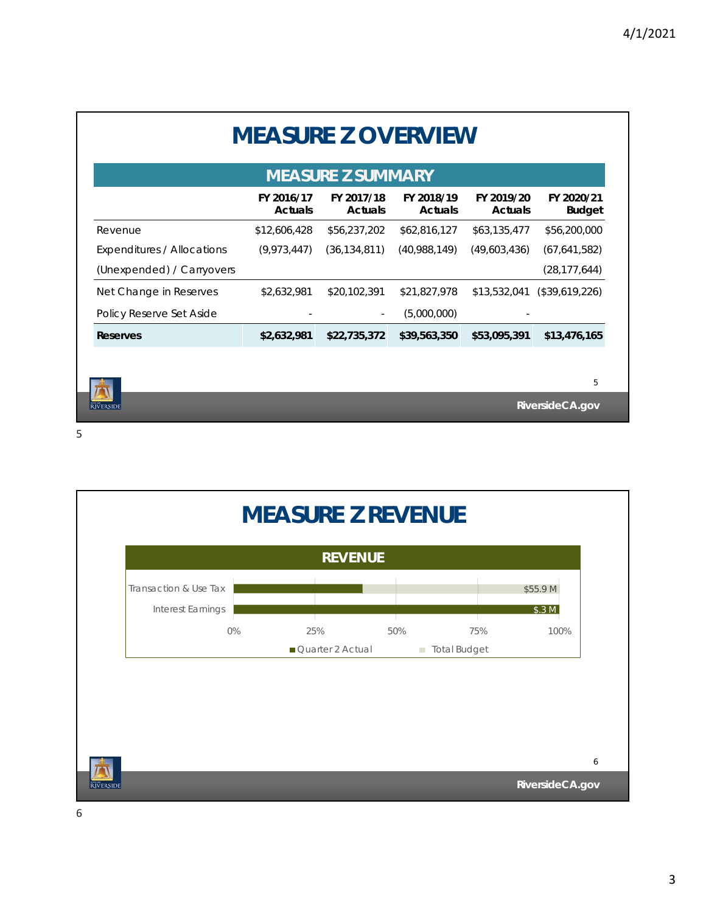# MEASURE Z OVERVIEW

## MEASURE Z SUMMARY

| | FY 2016/17 Actuals | FY 2017/18 Actuals | FY 2018/19 Actuals | FY 2019/20 Actuals | FY 2020/21 Budget |
|---|---|---|---|---|---|
| Revenue | $12,606,428 | $56,237,202 | $62,816,127 | $63,135,477 | $56,200,000 |
| Expenditures / Allocations | (9,973,447) | (36,134,811) | (40,988,149) | (49,603,436) | (67,641,582) |
| (Unexpended) / Carryovers | | | | | (28,177,644) |
| Net Change in Reserves | $2,632,981 | $20,102,391 | $21,827,978 | $13,532,041 | ($39,619,226) |
| Policy Reserve Set Aside | - | - | (5,000,000) | - | |
| **Reserves** | **$2,632,981** | **$22,735,372** | **$39,563,350** | **$53,095,391** | **$13,476,165** |

RiversideCA.gov

# MEASURE Z REVENUE

## REVENUE

| | Quarter 2 Actual | Total Budget |
|---|---|---|
| Transaction & Use Tax | | $55.9 M |
| Interest Earnings | | $.3 M |

RiversideCA.gov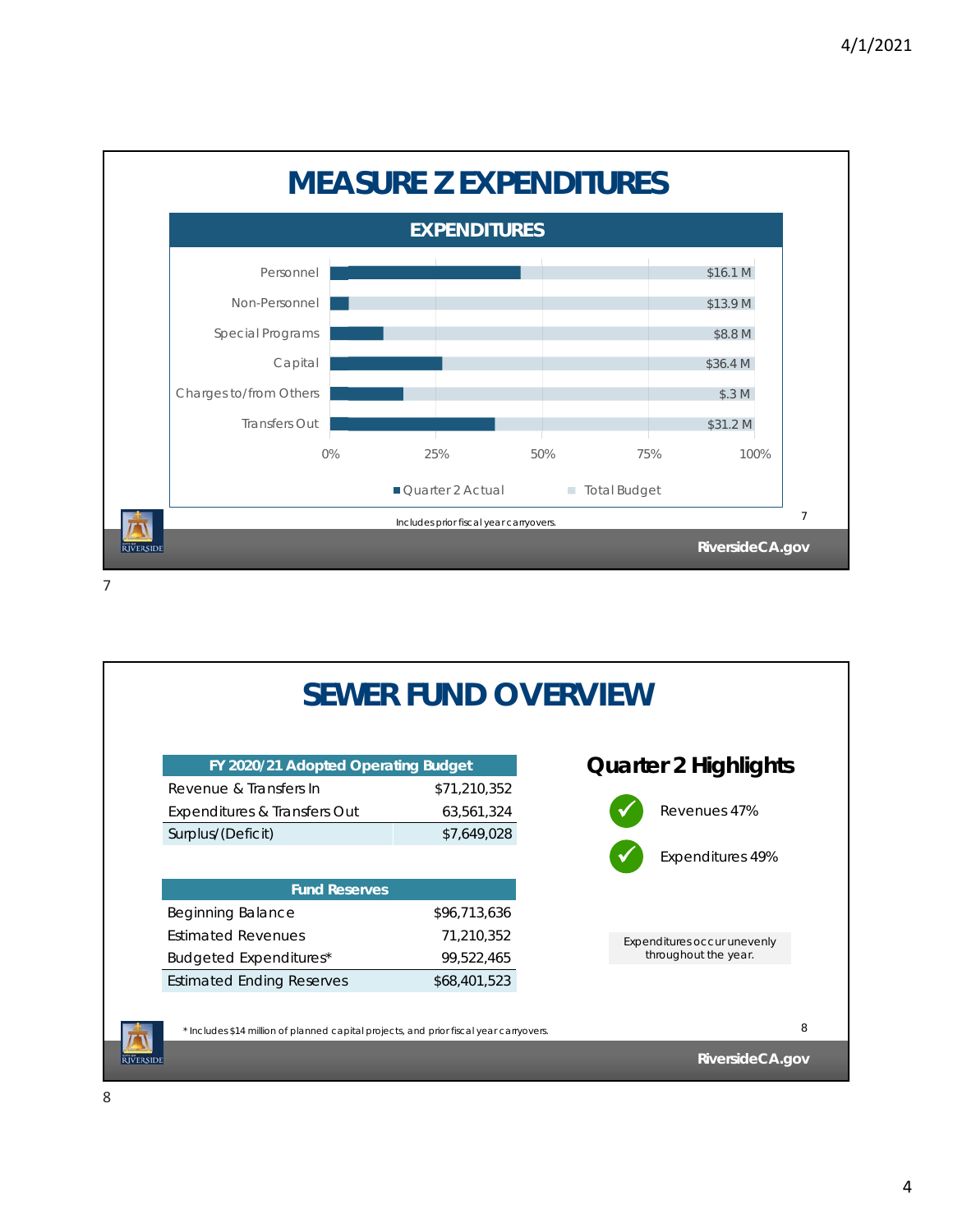# MEASURE Z EXPENDITURES

## EXPENDITURES

| Category | Total Budget |
|---|---|
| Personnel | $16.1 M |
| Non-Personnel | $13.9 M |
| Special Programs | $8.8 M |
| Capital | $36.4 M |
| Charges to/from Others | $.3 M |
| Transfers Out | $31.2 M |

■ Quarter 2 Actual ■ Total Budget

Includes prior fiscal year carryovers.

# SEWER FUND OVERVIEW

| FY 2020/21 Adopted Operating Budget | |
|---|---|
| Revenue & Transfers In | $71,210,352 |
| Expenditures & Transfers Out | 63,561,324 |
| Surplus/(Deficit) | $7,649,028 |

| Fund Reserves | |
|---|---|
| Beginning Balance | $96,713,636 |
| Estimated Revenues | 71,210,352 |
| Budgeted Expenditures* | 99,522,465 |
| Estimated Ending Reserves | $68,401,523 |

## Quarter 2 Highlights

- ✓ Revenues 47%
- ✓ Expenditures 49%

Expenditures occur unevenly throughout the year.

* Includes $14 million of planned capital projects, and prior fiscal year carryovers.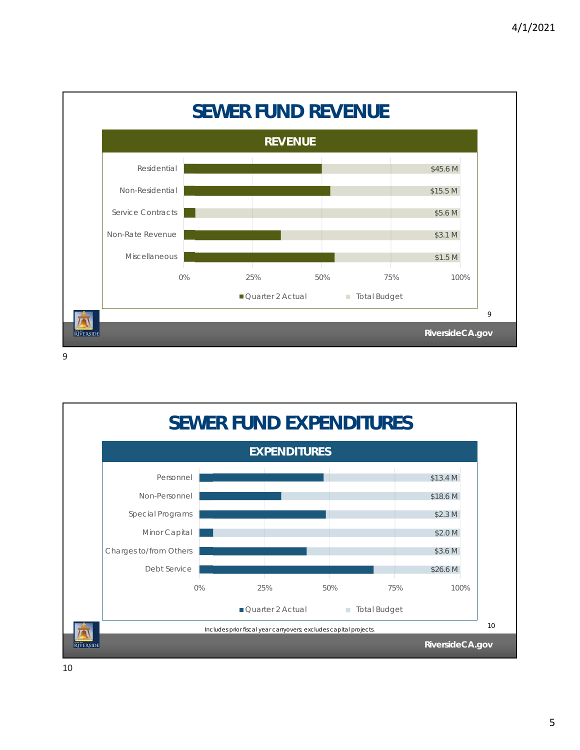# SEWER FUND REVENUE

## REVENUE

| Category | Total Budget |
|---|---|
| Residential | $45.6 M |
| Non-Residential | $15.5 M |
| Service Contracts | $5.6 M |
| Non-Rate Revenue | $3.1 M |
| Miscellaneous | $1.5 M |

0% 25% 50% 75% 100%

■ Quarter 2 Actual ■ Total Budget

# SEWER FUND EXPENDITURES

## EXPENDITURES

| Category | Total Budget |
|---|---|
| Personnel | $13.4 M |
| Non-Personnel | $18.6 M |
| Special Programs | $2.3 M |
| Minor Capital | $2.0 M |
| Charges to/from Others | $3.6 M |
| Debt Service | $26.6 M |

0% 25% 50% 75% 100%

■ Quarter 2 Actual ■ Total Budget

*Includes prior fiscal year carryovers; excludes capital projects.*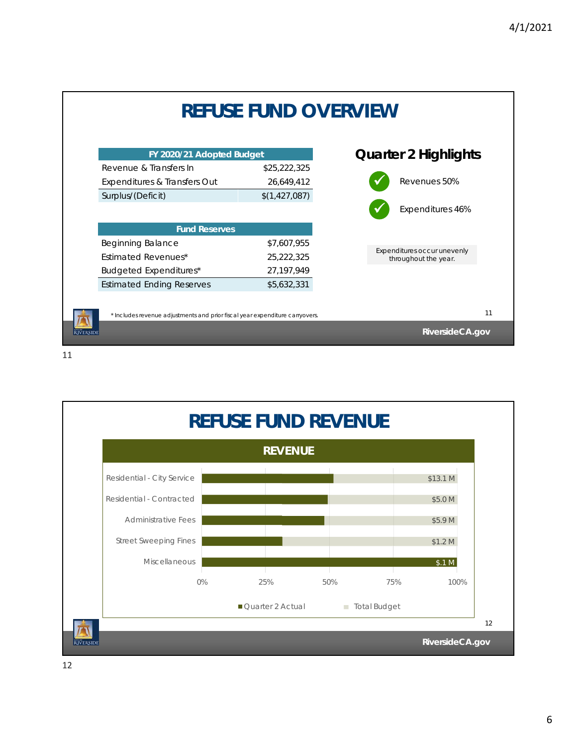# REFUSE FUND OVERVIEW

| FY 2020/21 Adopted Budget | |
|---|---|
| Revenue & Transfers In | $25,222,325 |
| Expenditures & Transfers Out | 26,649,412 |
| Surplus/(Deficit) | $(1,427,087) |

| Fund Reserves | |
|---|---|
| Beginning Balance | $7,607,955 |
| Estimated Revenues* | 25,222,325 |
| Budgeted Expenditures* | 27,197,949 |
| Estimated Ending Reserves | $5,632,331 |

## Quarter 2 Highlights

- ✓ Revenues 50%
- ✓ Expenditures 46%

Expenditures occur unevenly throughout the year.

\* Includes revenue adjustments and prior fiscal year expenditure carryovers.

RiversideCA.gov

# REFUSE FUND REVENUE

## REVENUE

| Category | Total Budget |
|---|---|
| Residential - City Service | $13.1 M |
| Residential - Contracted | $5.0 M |
| Administrative Fees | $5.9 M |
| Street Sweeping Fines | $1.2 M |
| Miscellaneous | $.1 M |

0% 25% 50% 75% 100%

■ Quarter 2 Actual ■ Total Budget

RiversideCA.gov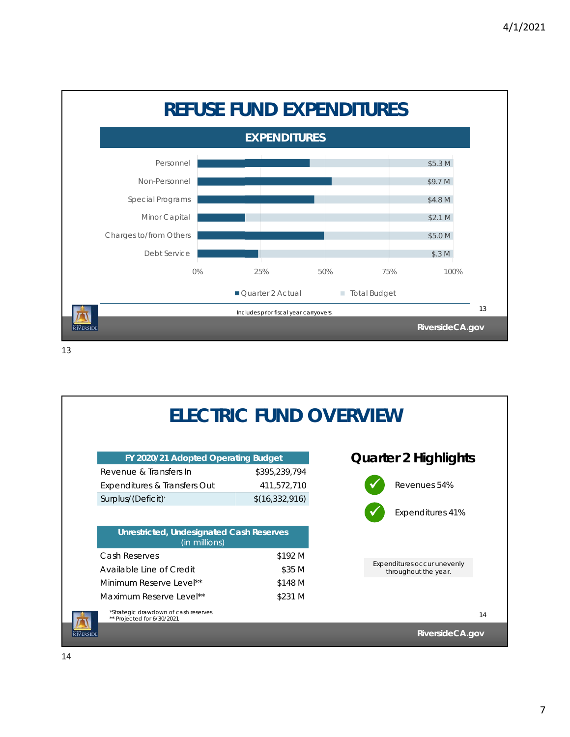# REFUSE FUND EXPENDITURES

## EXPENDITURES

| Category | Total Budget |
|---|---|
| Personnel | $5.3 M |
| Non-Personnel | $9.7 M |
| Special Programs | $4.8 M |
| Minor Capital | $2.1 M |
| Charges to/from Others | $5.0 M |
| Debt Service | $.3 M |

0% 25% 50% 75% 100%

■ Quarter 2 Actual ■ Total Budget

Includes prior fiscal year carryovers.

RiversideCA.gov

# ELECTRIC FUND OVERVIEW

| FY 2020/21 Adopted Operating Budget | |
|---|---|
| Revenue & Transfers In | $395,239,794 |
| Expenditures & Transfers Out | 411,572,710 |
| Surplus/(Deficit)* | $(16,332,916) |

| Unrestricted, Undesignated Cash Reserves (in millions) | |
|---|---|
| Cash Reserves | $192 M |
| Available Line of Credit | $35 M |
| Minimum Reserve Level** | $148 M |
| Maximum Reserve Level** | $231 M |

*Strategic drawdown of cash reserves.
** Projected for 6/30/2021

## Quarter 2 Highlights

- ✓ Revenues 54%
- ✓ Expenditures 41%

Expenditures occur unevenly throughout the year.

RiversideCA.gov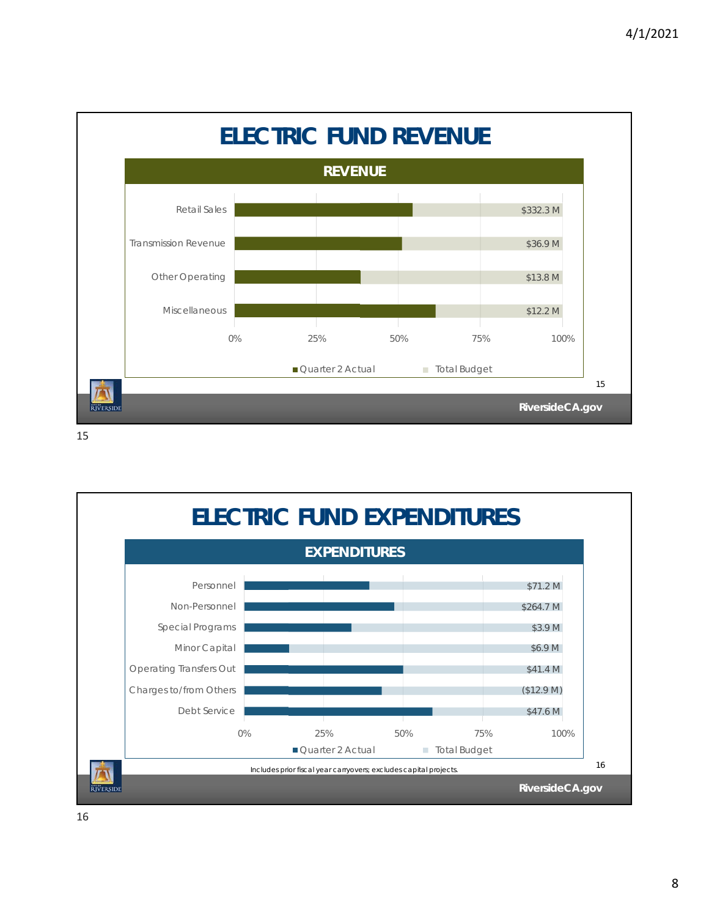# ELECTRIC FUND REVENUE

## REVENUE

| Category | Total Budget |
|---|---|
| Retail Sales | $332.3 M |
| Transmission Revenue | $36.9 M |
| Other Operating | $13.8 M |
| Miscellaneous | $12.2 M |

Quarter 2 Actual / Total Budget (0% – 100%)

# ELECTRIC FUND EXPENDITURES

## EXPENDITURES

| Category | Total Budget |
|---|---|
| Personnel | $71.2 M |
| Non-Personnel | $264.7 M |
| Special Programs | $3.9 M |
| Minor Capital | $6.9 M |
| Operating Transfers Out | $41.4 M |
| Charges to/from Others | ($12.9 M) |
| Debt Service | $47.6 M |

Quarter 2 Actual / Total Budget (0% – 100%)

*Includes prior fiscal year carryovers; excludes capital projects.*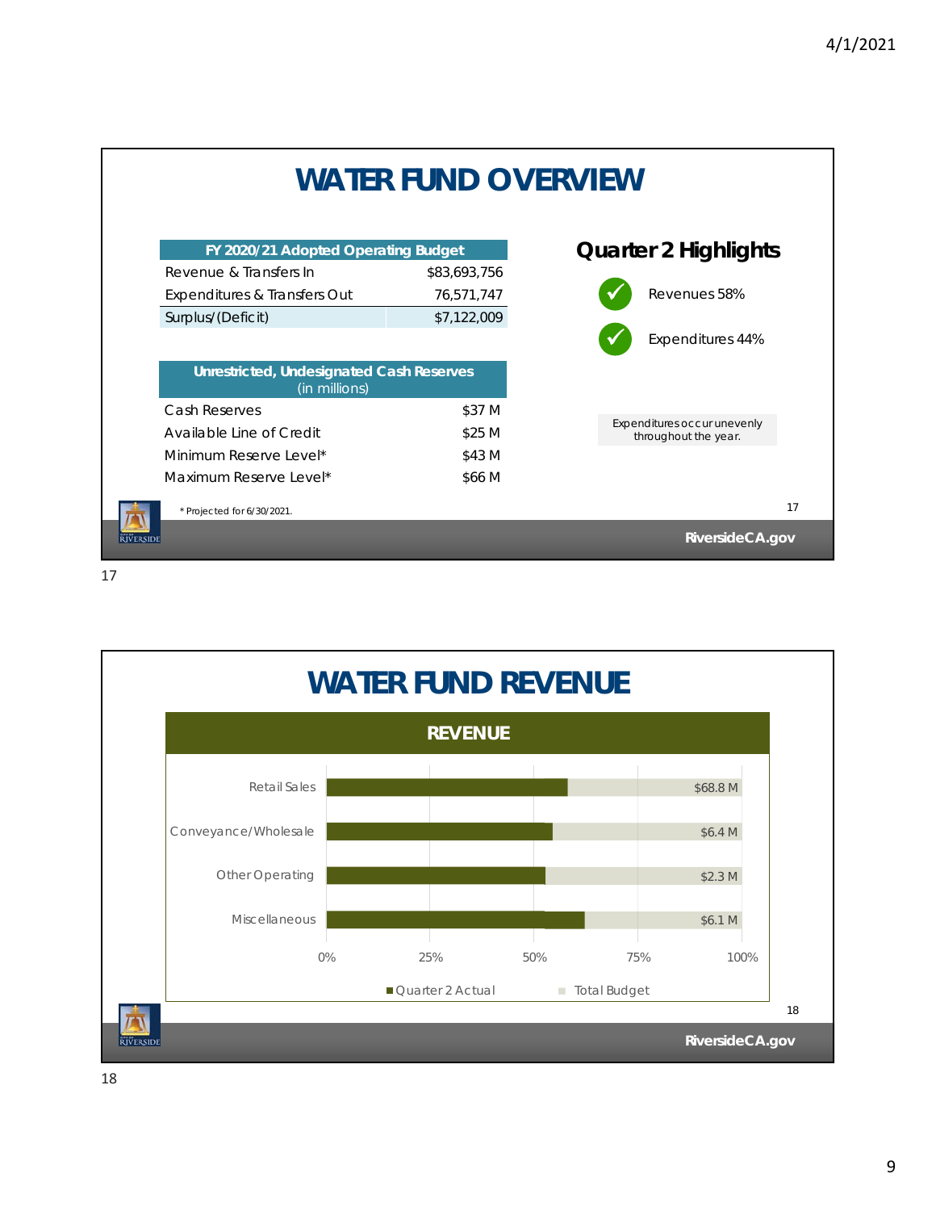# WATER FUND OVERVIEW

| FY 2020/21 Adopted Operating Budget | |
|---|---|
| Revenue & Transfers In | $83,693,756 |
| Expenditures & Transfers Out | 76,571,747 |
| Surplus/(Deficit) | $7,122,009 |

| Unrestricted, Undesignated Cash Reserves (in millions) | |
|---|---|
| Cash Reserves | $37 M |
| Available Line of Credit | $25 M |
| Minimum Reserve Level* | $43 M |
| Maximum Reserve Level* | $66 M |

\* Projected for 6/30/2021.

## Quarter 2 Highlights

- ✓ Revenues 58%
- ✓ Expenditures 44%

Expenditures occur unevenly throughout the year.

# WATER FUND REVENUE

## REVENUE

| Category | Total Budget |
|---|---|
| Retail Sales | $68.8 M |
| Conveyance/Wholesale | $6.4 M |
| Other Operating | $2.3 M |
| Miscellaneous | $6.1 M |

Quarter 2 Actual / Total Budget (0% – 100%)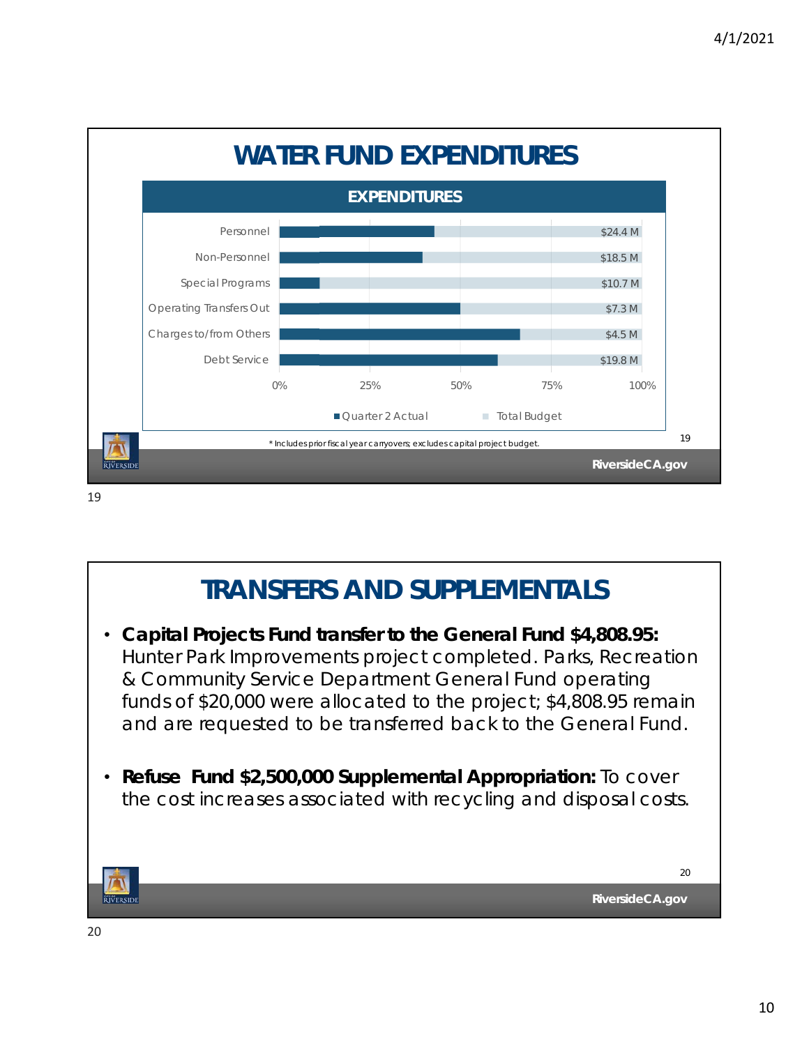# WATER FUND EXPENDITURES

## EXPENDITURES

| Category | Total Budget |
|---|---|
| Personnel | $24.4 M |
| Non-Personnel | $18.5 M |
| Special Programs | $10.7 M |
| Operating Transfers Out | $7.3 M |
| Charges to/from Others | $4.5 M |
| Debt Service | $19.8 M |

0% 25% 50% 75% 100%

■ Quarter 2 Actual ■ Total Budget

* Includes prior fiscal year carryovers; excludes capital project budget.

# TRANSFERS AND SUPPLEMENTALS

- **Capital Projects Fund transfer to the General Fund $4,808.95:** Hunter Park Improvements project completed. Parks, Recreation & Community Service Department General Fund operating funds of $20,000 were allocated to the project; $4,808.95 remain and are requested to be transferred back to the General Fund.
- **Refuse Fund $2,500,000 Supplemental Appropriation:** To cover the cost increases associated with recycling and disposal costs.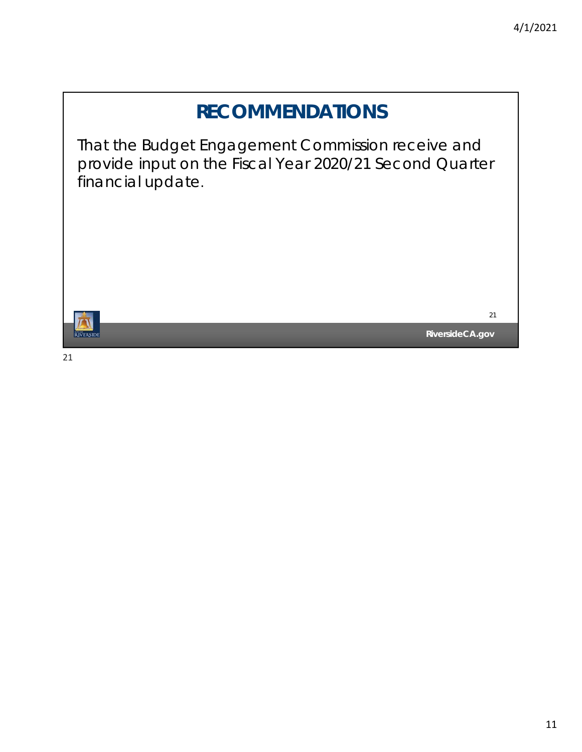# RECOMMENDATIONS

That the Budget Engagement Commission receive and provide input on the Fiscal Year 2020/21 Second Quarter financial update.

RiversideCA.gov